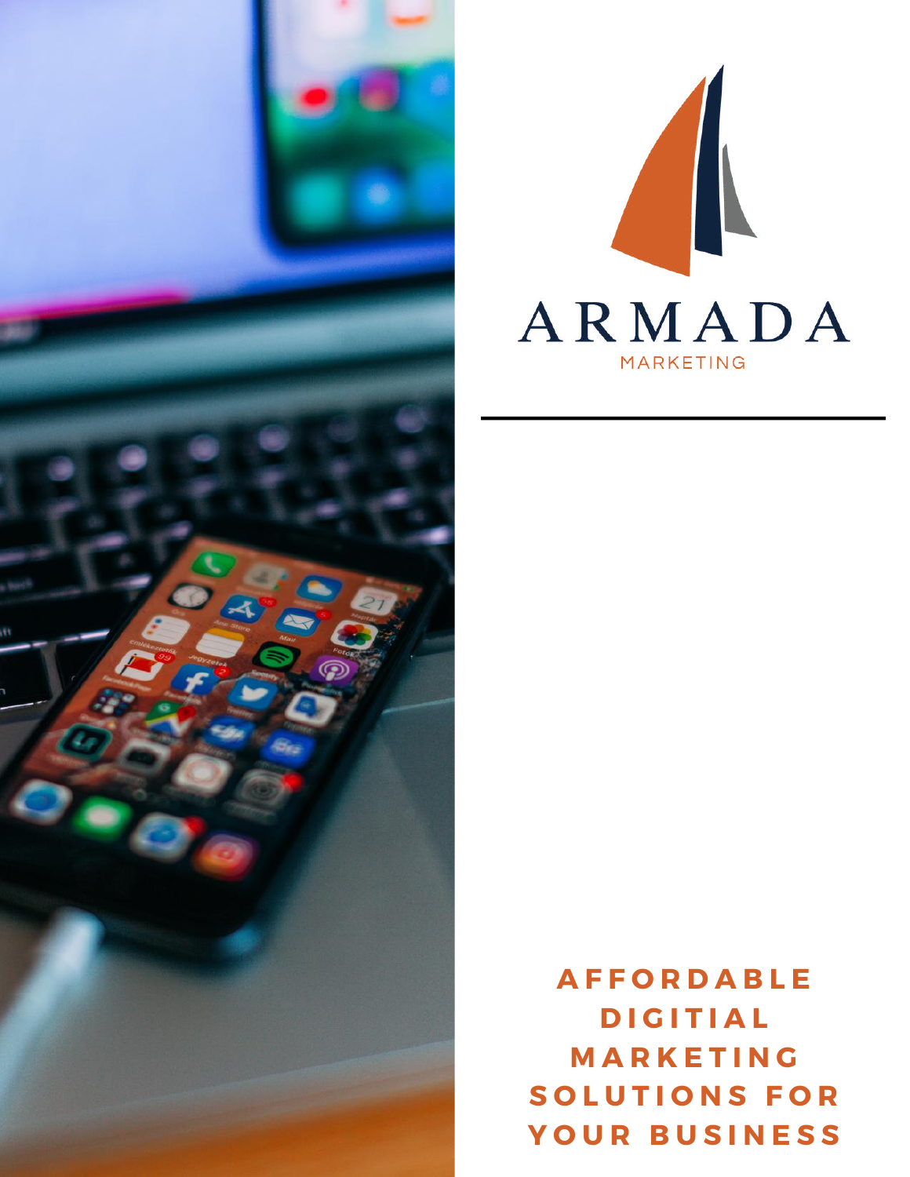# ARMADA

MARKETING

## AFFORDABLE DIGITIAL MARKETING SOLUTIONS FOR YOUR BUSINESS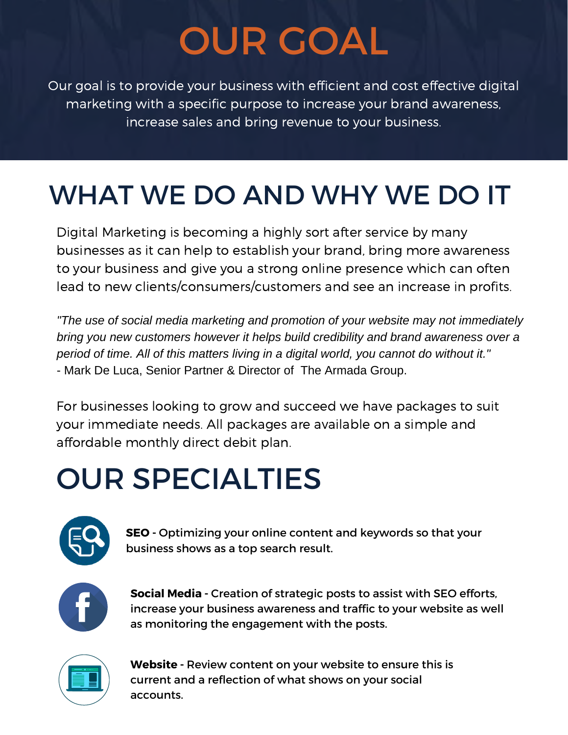# OUR GOAL

Our goal is to provide your business with efficient and cost effective digital marketing with a specific purpose to increase your brand awareness, increase sales and bring revenue to your business.

# WHAT WE DO AND WHY WE DO IT

Digital Marketing is becoming a highly sort after service by many businesses as it can help to establish your brand, bring more awareness to your business and give you a strong online presence which can often lead to new clients/consumers/customers and see an increase in profits.

*"The use of social media marketing and promotion of your website may not immediately bring you new customers however it helps build credibility and brand awareness over a period of time. All of this matters living in a digital world, you cannot do without it."*
- Mark De Luca, Senior Partner & Director of The Armada Group.

For businesses looking to grow and succeed we have packages to suit your immediate needs. All packages are available on a simple and affordable monthly direct debit plan.

# OUR SPECIALTIES

**SEO** - Optimizing your online content and keywords so that your business shows as a top search result.

**Social Media** - Creation of strategic posts to assist with SEO efforts, increase your business awareness and traffic to your website as well as monitoring the engagement with the posts.

**Website** - Review content on your website to ensure this is current and a reflection of what shows on your social accounts.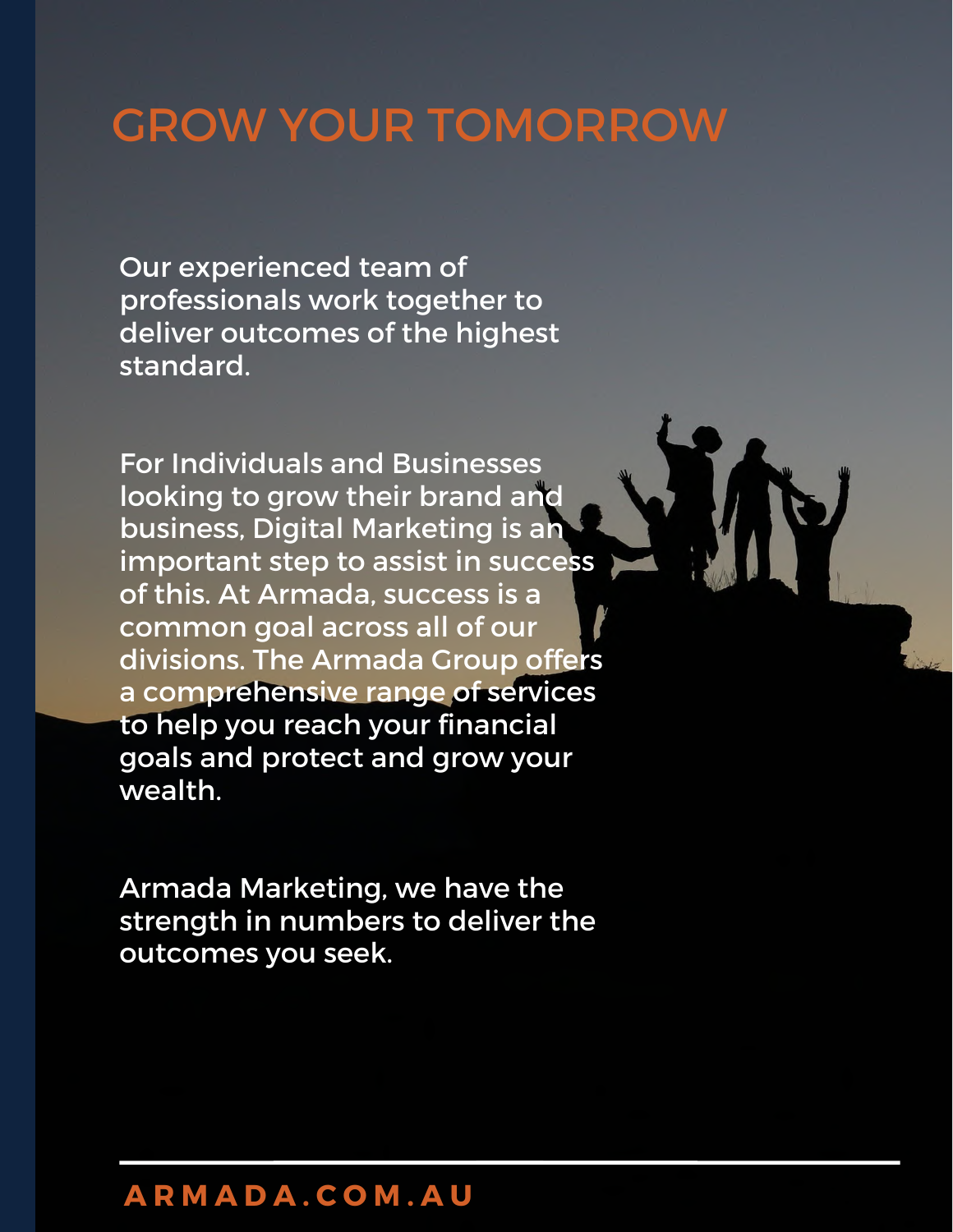# GROW YOUR TOMORROW

Our experienced team of professionals work together to deliver outcomes of the highest standard.

For Individuals and Businesses looking to grow their brand and business, Digital Marketing is an important step to assist in success of this. At Armada, success is a common goal across all of our divisions. The Armada Group offers a comprehensive range of services to help you reach your financial goals and protect and grow your wealth.

Armada Marketing, we have the strength in numbers to deliver the outcomes you seek.

**ARMADA.COM.AU**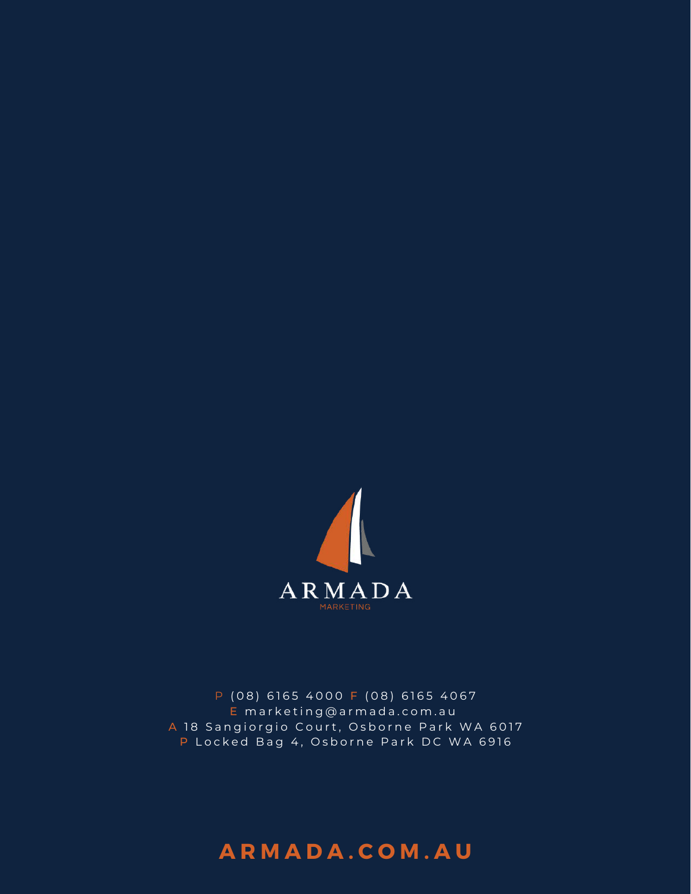ARMADA

MARKETING

P (08) 6165 4000 F (08) 6165 4067

E marketing@armada.com.au

A 18 Sangiorgio Court, Osborne Park WA 6017

P Locked Bag 4, Osborne Park DC WA 6916

**ARMADA.COM.AU**